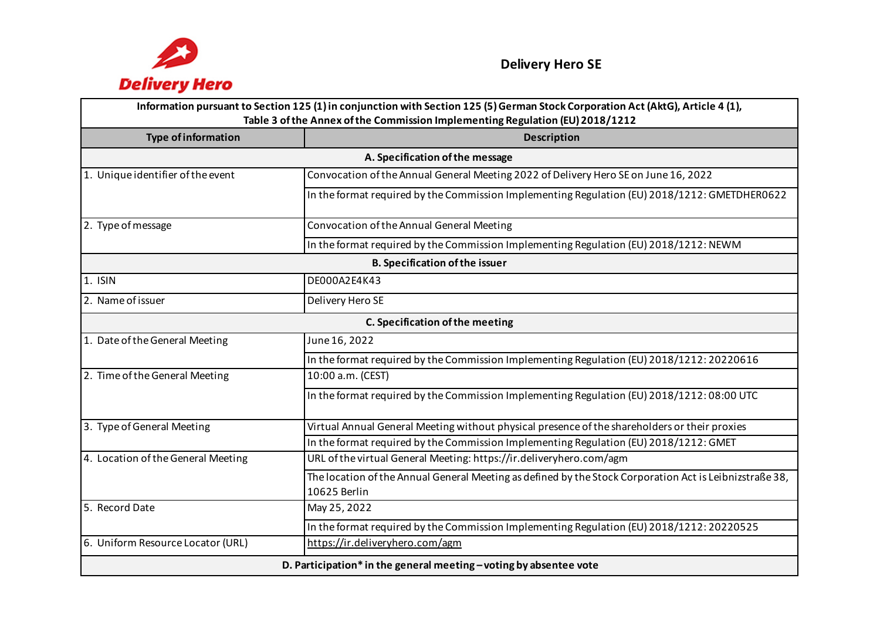Delivery Hero

# Delivery Hero SE

| Information pursuant to Section 125 (1) in conjunction with Section 125 (5) German Stock Corporation Act (AktG), Article 4 (1), Table 3 of the Annex of the Commission Implementing Regulation (EU) 2018/1212 | |
|---|---|
| **Type of information** | **Description** |
| **A. Specification of the message** | |
| 1. Unique identifier of the event | Convocation of the Annual General Meeting 2022 of Delivery Hero SE on June 16, 2022 |
| | In the format required by the Commission Implementing Regulation (EU) 2018/1212: GMETDHER0622 |
| 2. Type of message | Convocation of the Annual General Meeting |
| | In the format required by the Commission Implementing Regulation (EU) 2018/1212: NEWM |
| **B. Specification of the issuer** | |
| 1. ISIN | DE000A2E4K43 |
| 2. Name of issuer | Delivery Hero SE |
| **C. Specification of the meeting** | |
| 1. Date of the General Meeting | June 16, 2022 |
| | In the format required by the Commission Implementing Regulation (EU) 2018/1212: 20220616 |
| 2. Time of the General Meeting | 10:00 a.m. (CEST) |
| | In the format required by the Commission Implementing Regulation (EU) 2018/1212: 08:00 UTC |
| 3. Type of General Meeting | Virtual Annual General Meeting without physical presence of the shareholders or their proxies |
| | In the format required by the Commission Implementing Regulation (EU) 2018/1212: GMET |
| 4. Location of the General Meeting | URL of the virtual General Meeting: https://ir.deliveryhero.com/agm |
| | The location of the Annual General Meeting as defined by the Stock Corporation Act is Leibnizstraße 38, 10625 Berlin |
| 5. Record Date | May 25, 2022 |
| | In the format required by the Commission Implementing Regulation (EU) 2018/1212: 20220525 |
| 6. Uniform Resource Locator (URL) | https://ir.deliveryhero.com/agm |
| **D. Participation* in the general meeting – voting by absentee vote** | |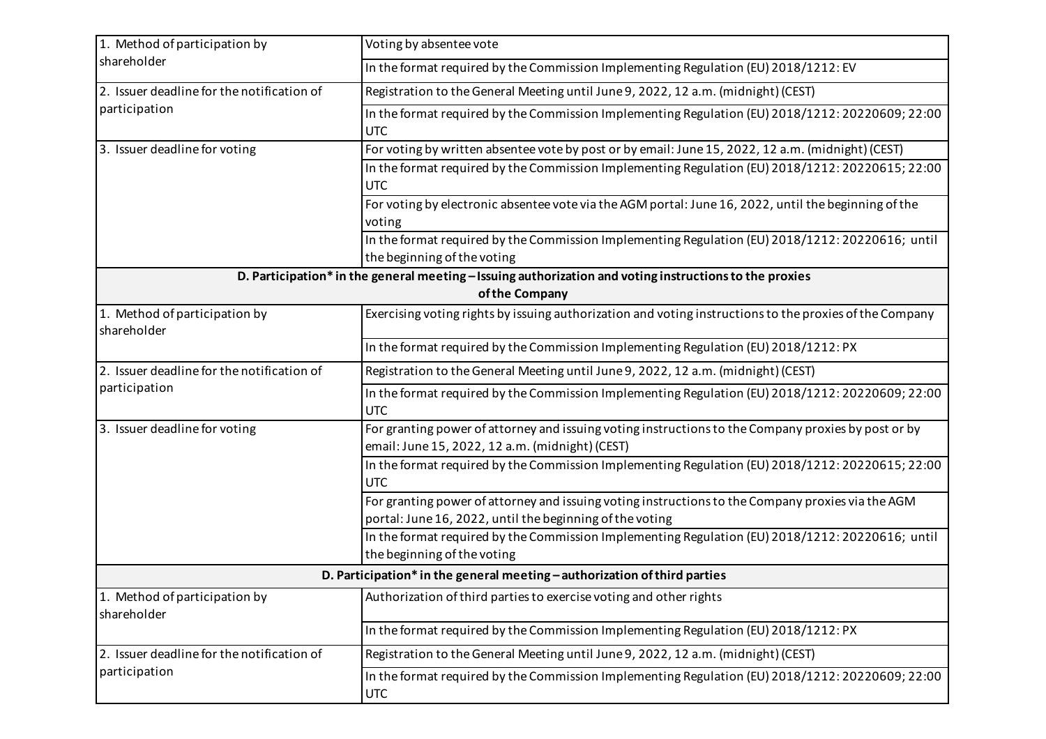| | |
|---|---|
| 1. Method of participation by shareholder | Voting by absentee vote |
| | In the format required by the Commission Implementing Regulation (EU) 2018/1212: EV |
| 2. Issuer deadline for the notification of participation | Registration to the General Meeting until June 9, 2022, 12 a.m. (midnight) (CEST) |
| | In the format required by the Commission Implementing Regulation (EU) 2018/1212: 20220609; 22:00 UTC |
| 3. Issuer deadline for voting | For voting by written absentee vote by post or by email: June 15, 2022, 12 a.m. (midnight) (CEST) |
| | In the format required by the Commission Implementing Regulation (EU) 2018/1212: 20220615; 22:00 UTC |
| | For voting by electronic absentee vote via the AGM portal: June 16, 2022, until the beginning of the voting |
| | In the format required by the Commission Implementing Regulation (EU) 2018/1212: 20220616; until the beginning of the voting |
| **D. Participation* in the general meeting – Issuing authorization and voting instructions to the proxies of the Company** | |
| 1. Method of participation by shareholder | Exercising voting rights by issuing authorization and voting instructions to the proxies of the Company |
| | In the format required by the Commission Implementing Regulation (EU) 2018/1212: PX |
| 2. Issuer deadline for the notification of participation | Registration to the General Meeting until June 9, 2022, 12 a.m. (midnight) (CEST) |
| | In the format required by the Commission Implementing Regulation (EU) 2018/1212: 20220609; 22:00 UTC |
| 3. Issuer deadline for voting | For granting power of attorney and issuing voting instructions to the Company proxies by post or by email: June 15, 2022, 12 a.m. (midnight) (CEST) |
| | In the format required by the Commission Implementing Regulation (EU) 2018/1212: 20220615; 22:00 UTC |
| | For granting power of attorney and issuing voting instructions to the Company proxies via the AGM portal: June 16, 2022, until the beginning of the voting |
| | In the format required by the Commission Implementing Regulation (EU) 2018/1212: 20220616; until the beginning of the voting |
| **D. Participation* in the general meeting – authorization of third parties** | |
| 1. Method of participation by shareholder | Authorization of third parties to exercise voting and other rights |
| | In the format required by the Commission Implementing Regulation (EU) 2018/1212: PX |
| 2. Issuer deadline for the notification of participation | Registration to the General Meeting until June 9, 2022, 12 a.m. (midnight) (CEST) |
| | In the format required by the Commission Implementing Regulation (EU) 2018/1212: 20220609; 22:00 UTC |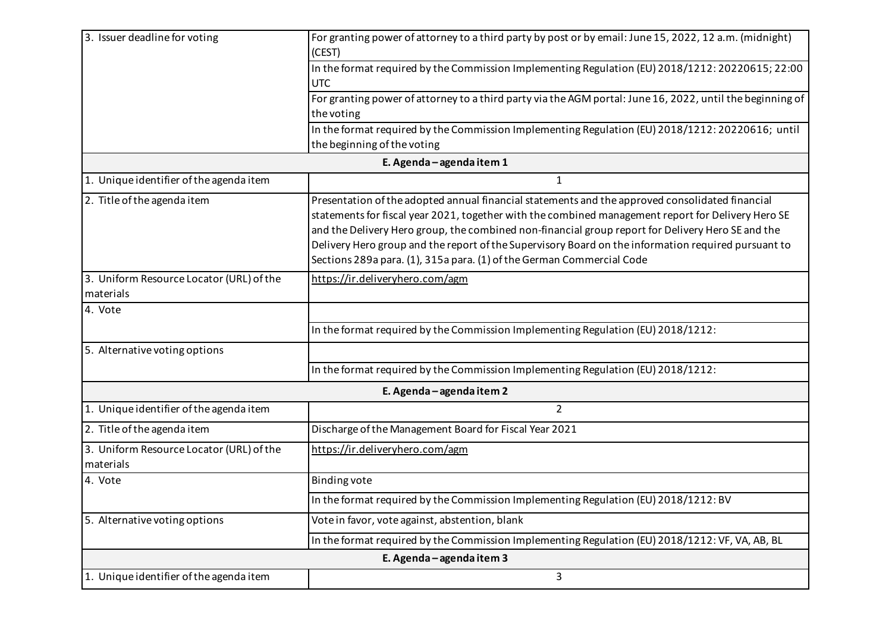| | |
|---|---|
| 3. Issuer deadline for voting | For granting power of attorney to a third party by post or by email: June 15, 2022, 12 a.m. (midnight) (CEST) |
| | In the format required by the Commission Implementing Regulation (EU) 2018/1212: 20220615; 22:00 UTC |
| | For granting power of attorney to a third party via the AGM portal: June 16, 2022, until the beginning of the voting |
| | In the format required by the Commission Implementing Regulation (EU) 2018/1212: 20220616; until the beginning of the voting |
| **E. Agenda – agenda item 1** | |
| 1. Unique identifier of the agenda item | 1 |
| 2. Title of the agenda item | Presentation of the adopted annual financial statements and the approved consolidated financial statements for fiscal year 2021, together with the combined management report for Delivery Hero SE and the Delivery Hero group, the combined non-financial group report for Delivery Hero SE and the Delivery Hero group and the report of the Supervisory Board on the information required pursuant to Sections 289a para. (1), 315a para. (1) of the German Commercial Code |
| 3. Uniform Resource Locator (URL) of the materials | https://ir.deliveryhero.com/agm |
| 4. Vote | |
| | In the format required by the Commission Implementing Regulation (EU) 2018/1212: |
| 5. Alternative voting options | |
| | In the format required by the Commission Implementing Regulation (EU) 2018/1212: |
| **E. Agenda – agenda item 2** | |
| 1. Unique identifier of the agenda item | 2 |
| 2. Title of the agenda item | Discharge of the Management Board for Fiscal Year 2021 |
| 3. Uniform Resource Locator (URL) of the materials | https://ir.deliveryhero.com/agm |
| 4. Vote | Binding vote |
| | In the format required by the Commission Implementing Regulation (EU) 2018/1212: BV |
| 5. Alternative voting options | Vote in favor, vote against, abstention, blank |
| | In the format required by the Commission Implementing Regulation (EU) 2018/1212: VF, VA, AB, BL |
| **E. Agenda – agenda item 3** | |
| 1. Unique identifier of the agenda item | 3 |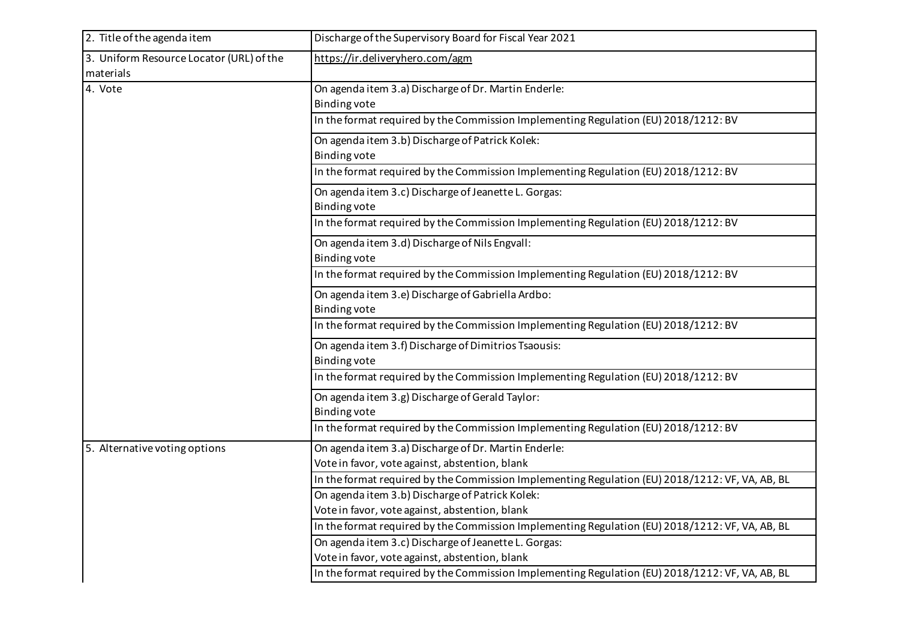| | |
|---|---|
| 2. Title of the agenda item | Discharge of the Supervisory Board for Fiscal Year 2021 |
| 3. Uniform Resource Locator (URL) of the materials | https://ir.deliveryhero.com/agm |
| 4. Vote | On agenda item 3.a) Discharge of Dr. Martin Enderle:<br>Binding vote |
| | In the format required by the Commission Implementing Regulation (EU) 2018/1212: BV |
| | On agenda item 3.b) Discharge of Patrick Kolek:<br>Binding vote |
| | In the format required by the Commission Implementing Regulation (EU) 2018/1212: BV |
| | On agenda item 3.c) Discharge of Jeanette L. Gorgas:<br>Binding vote |
| | In the format required by the Commission Implementing Regulation (EU) 2018/1212: BV |
| | On agenda item 3.d) Discharge of Nils Engvall:<br>Binding vote |
| | In the format required by the Commission Implementing Regulation (EU) 2018/1212: BV |
| | On agenda item 3.e) Discharge of Gabriella Ardbo:<br>Binding vote |
| | In the format required by the Commission Implementing Regulation (EU) 2018/1212: BV |
| | On agenda item 3.f) Discharge of Dimitrios Tsaousis:<br>Binding vote |
| | In the format required by the Commission Implementing Regulation (EU) 2018/1212: BV |
| | On agenda item 3.g) Discharge of Gerald Taylor:<br>Binding vote |
| | In the format required by the Commission Implementing Regulation (EU) 2018/1212: BV |
| 5. Alternative voting options | On agenda item 3.a) Discharge of Dr. Martin Enderle:<br>Vote in favor, vote against, abstention, blank |
| | In the format required by the Commission Implementing Regulation (EU) 2018/1212: VF, VA, AB, BL |
| | On agenda item 3.b) Discharge of Patrick Kolek:<br>Vote in favor, vote against, abstention, blank |
| | In the format required by the Commission Implementing Regulation (EU) 2018/1212: VF, VA, AB, BL |
| | On agenda item 3.c) Discharge of Jeanette L. Gorgas:<br>Vote in favor, vote against, abstention, blank |
| | In the format required by the Commission Implementing Regulation (EU) 2018/1212: VF, VA, AB, BL |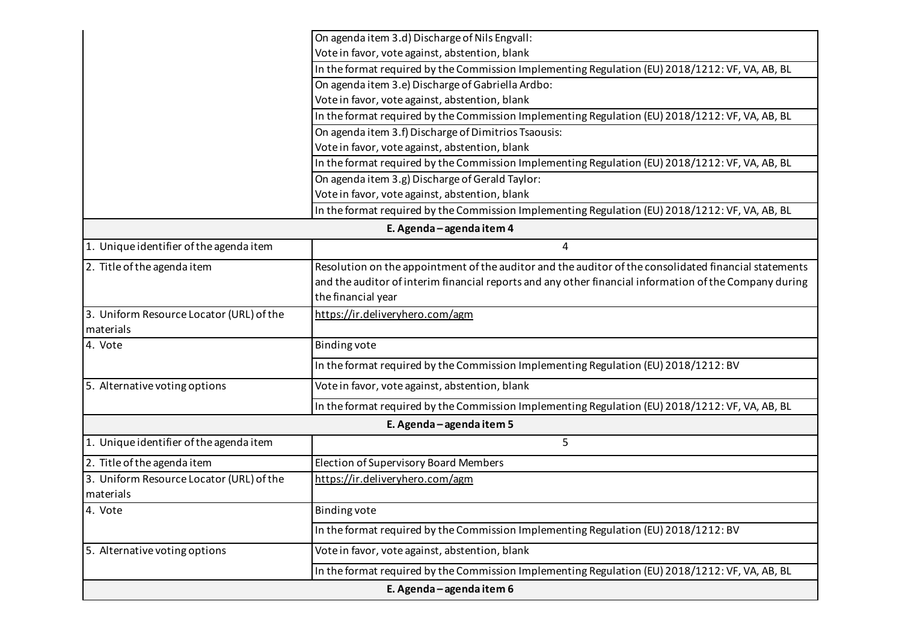| | |
|---|---|
| | On agenda item 3.d) Discharge of Nils Engvall:<br>Vote in favor, vote against, abstention, blank |
| | In the format required by the Commission Implementing Regulation (EU) 2018/1212: VF, VA, AB, BL |
| | On agenda item 3.e) Discharge of Gabriella Ardbo:<br>Vote in favor, vote against, abstention, blank |
| | In the format required by the Commission Implementing Regulation (EU) 2018/1212: VF, VA, AB, BL |
| | On agenda item 3.f) Discharge of Dimitrios Tsaousis:<br>Vote in favor, vote against, abstention, blank |
| | In the format required by the Commission Implementing Regulation (EU) 2018/1212: VF, VA, AB, BL |
| | On agenda item 3.g) Discharge of Gerald Taylor:<br>Vote in favor, vote against, abstention, blank |
| | In the format required by the Commission Implementing Regulation (EU) 2018/1212: VF, VA, AB, BL |
| **E. Agenda – agenda item 4** | |
| 1. Unique identifier of the agenda item | 4 |
| 2. Title of the agenda item | Resolution on the appointment of the auditor and the auditor of the consolidated financial statements and the auditor of interim financial reports and any other financial information of the Company during the financial year |
| 3. Uniform Resource Locator (URL) of the materials | https://ir.deliveryhero.com/agm |
| 4. Vote | Binding vote |
| | In the format required by the Commission Implementing Regulation (EU) 2018/1212: BV |
| 5. Alternative voting options | Vote in favor, vote against, abstention, blank |
| | In the format required by the Commission Implementing Regulation (EU) 2018/1212: VF, VA, AB, BL |
| **E. Agenda – agenda item 5** | |
| 1. Unique identifier of the agenda item | 5 |
| 2. Title of the agenda item | Election of Supervisory Board Members |
| 3. Uniform Resource Locator (URL) of the materials | https://ir.deliveryhero.com/agm |
| 4. Vote | Binding vote |
| | In the format required by the Commission Implementing Regulation (EU) 2018/1212: BV |
| 5. Alternative voting options | Vote in favor, vote against, abstention, blank |
| | In the format required by the Commission Implementing Regulation (EU) 2018/1212: VF, VA, AB, BL |
| **E. Agenda – agenda item 6** | |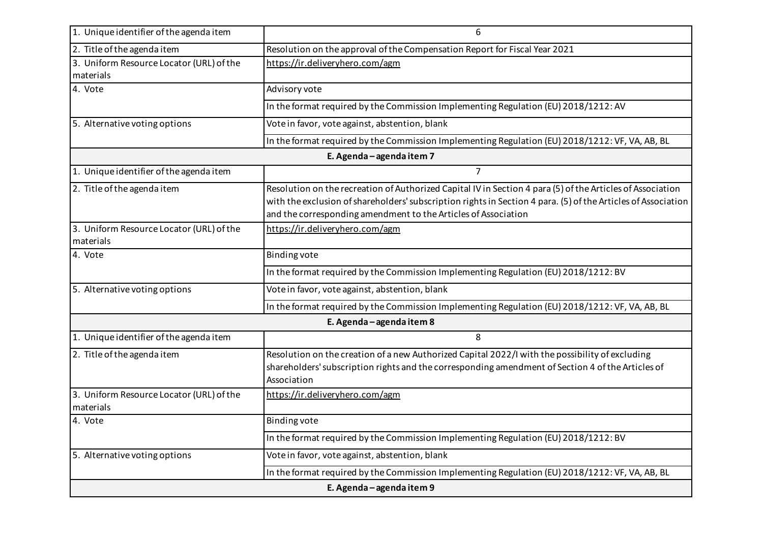| | |
|---|---|
| 1. Unique identifier of the agenda item | 6 |
| 2. Title of the agenda item | Resolution on the approval of the Compensation Report for Fiscal Year 2021 |
| 3. Uniform Resource Locator (URL) of the materials | https://ir.deliveryhero.com/agm |
| 4. Vote | Advisory vote |
| | In the format required by the Commission Implementing Regulation (EU) 2018/1212: AV |
| 5. Alternative voting options | Vote in favor, vote against, abstention, blank |
| | In the format required by the Commission Implementing Regulation (EU) 2018/1212: VF, VA, AB, BL |
| **E. Agenda – agenda item 7** | |
| 1. Unique identifier of the agenda item | 7 |
| 2. Title of the agenda item | Resolution on the recreation of Authorized Capital IV in Section 4 para (5) of the Articles of Association with the exclusion of shareholders' subscription rights in Section 4 para. (5) of the Articles of Association and the corresponding amendment to the Articles of Association |
| 3. Uniform Resource Locator (URL) of the materials | https://ir.deliveryhero.com/agm |
| 4. Vote | Binding vote |
| | In the format required by the Commission Implementing Regulation (EU) 2018/1212: BV |
| 5. Alternative voting options | Vote in favor, vote against, abstention, blank |
| | In the format required by the Commission Implementing Regulation (EU) 2018/1212: VF, VA, AB, BL |
| **E. Agenda – agenda item 8** | |
| 1. Unique identifier of the agenda item | 8 |
| 2. Title of the agenda item | Resolution on the creation of a new Authorized Capital 2022/I with the possibility of excluding shareholders' subscription rights and the corresponding amendment of Section 4 of the Articles of Association |
| 3. Uniform Resource Locator (URL) of the materials | https://ir.deliveryhero.com/agm |
| 4. Vote | Binding vote |
| | In the format required by the Commission Implementing Regulation (EU) 2018/1212: BV |
| 5. Alternative voting options | Vote in favor, vote against, abstention, blank |
| | In the format required by the Commission Implementing Regulation (EU) 2018/1212: VF, VA, AB, BL |
| **E. Agenda – agenda item 9** | |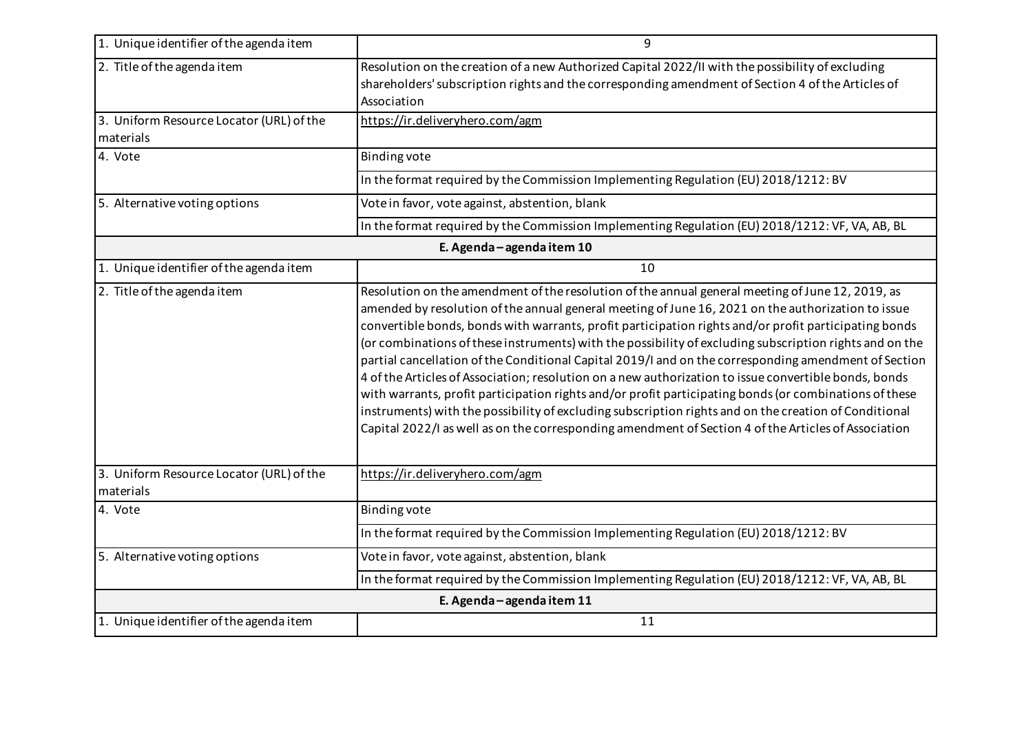| | |
|---|---|
| 1. Unique identifier of the agenda item | 9 |
| 2. Title of the agenda item | Resolution on the creation of a new Authorized Capital 2022/II with the possibility of excluding shareholders' subscription rights and the corresponding amendment of Section 4 of the Articles of Association |
| 3. Uniform Resource Locator (URL) of the materials | https://ir.deliveryhero.com/agm |
| 4. Vote | Binding vote |
| | In the format required by the Commission Implementing Regulation (EU) 2018/1212: BV |
| 5. Alternative voting options | Vote in favor, vote against, abstention, blank |
| | In the format required by the Commission Implementing Regulation (EU) 2018/1212: VF, VA, AB, BL |
| **E. Agenda – agenda item 10** | |
| 1. Unique identifier of the agenda item | 10 |
| 2. Title of the agenda item | Resolution on the amendment of the resolution of the annual general meeting of June 12, 2019, as amended by resolution of the annual general meeting of June 16, 2021 on the authorization to issue convertible bonds, bonds with warrants, profit participation rights and/or profit participating bonds (or combinations of these instruments) with the possibility of excluding subscription rights and on the partial cancellation of the Conditional Capital 2019/I and on the corresponding amendment of Section 4 of the Articles of Association; resolution on a new authorization to issue convertible bonds, bonds with warrants, profit participation rights and/or profit participating bonds (or combinations of these instruments) with the possibility of excluding subscription rights and on the creation of Conditional Capital 2022/I as well as on the corresponding amendment of Section 4 of the Articles of Association |
| 3. Uniform Resource Locator (URL) of the materials | https://ir.deliveryhero.com/agm |
| 4. Vote | Binding vote |
| | In the format required by the Commission Implementing Regulation (EU) 2018/1212: BV |
| 5. Alternative voting options | Vote in favor, vote against, abstention, blank |
| | In the format required by the Commission Implementing Regulation (EU) 2018/1212: VF, VA, AB, BL |
| **E. Agenda – agenda item 11** | |
| 1. Unique identifier of the agenda item | 11 |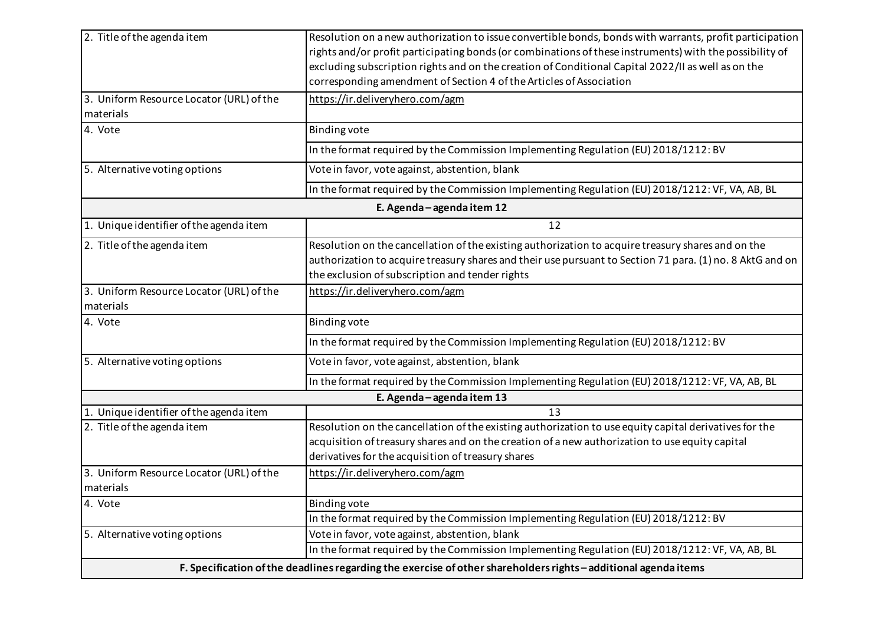| | |
|---|---|
| 2. Title of the agenda item | Resolution on a new authorization to issue convertible bonds, bonds with warrants, profit participation rights and/or profit participating bonds (or combinations of these instruments) with the possibility of excluding subscription rights and on the creation of Conditional Capital 2022/II as well as on the corresponding amendment of Section 4 of the Articles of Association |
| 3. Uniform Resource Locator (URL) of the materials | https://ir.deliveryhero.com/agm |
| 4. Vote | Binding vote |
| | In the format required by the Commission Implementing Regulation (EU) 2018/1212: BV |
| 5. Alternative voting options | Vote in favor, vote against, abstention, blank |
| | In the format required by the Commission Implementing Regulation (EU) 2018/1212: VF, VA, AB, BL |
| **E. Agenda – agenda item 12** | |
| 1. Unique identifier of the agenda item | 12 |
| 2. Title of the agenda item | Resolution on the cancellation of the existing authorization to acquire treasury shares and on the authorization to acquire treasury shares and their use pursuant to Section 71 para. (1) no. 8 AktG and on the exclusion of subscription and tender rights |
| 3. Uniform Resource Locator (URL) of the materials | https://ir.deliveryhero.com/agm |
| 4. Vote | Binding vote |
| | In the format required by the Commission Implementing Regulation (EU) 2018/1212: BV |
| 5. Alternative voting options | Vote in favor, vote against, abstention, blank |
| | In the format required by the Commission Implementing Regulation (EU) 2018/1212: VF, VA, AB, BL |
| **E. Agenda – agenda item 13** | |
| 1. Unique identifier of the agenda item | 13 |
| 2. Title of the agenda item | Resolution on the cancellation of the existing authorization to use equity capital derivatives for the acquisition of treasury shares and on the creation of a new authorization to use equity capital derivatives for the acquisition of treasury shares |
| 3. Uniform Resource Locator (URL) of the materials | https://ir.deliveryhero.com/agm |
| 4. Vote | Binding vote |
| | In the format required by the Commission Implementing Regulation (EU) 2018/1212: BV |
| 5. Alternative voting options | Vote in favor, vote against, abstention, blank |
| | In the format required by the Commission Implementing Regulation (EU) 2018/1212: VF, VA, AB, BL |
| **F. Specification of the deadlines regarding the exercise of other shareholders rights – additional agenda items** | |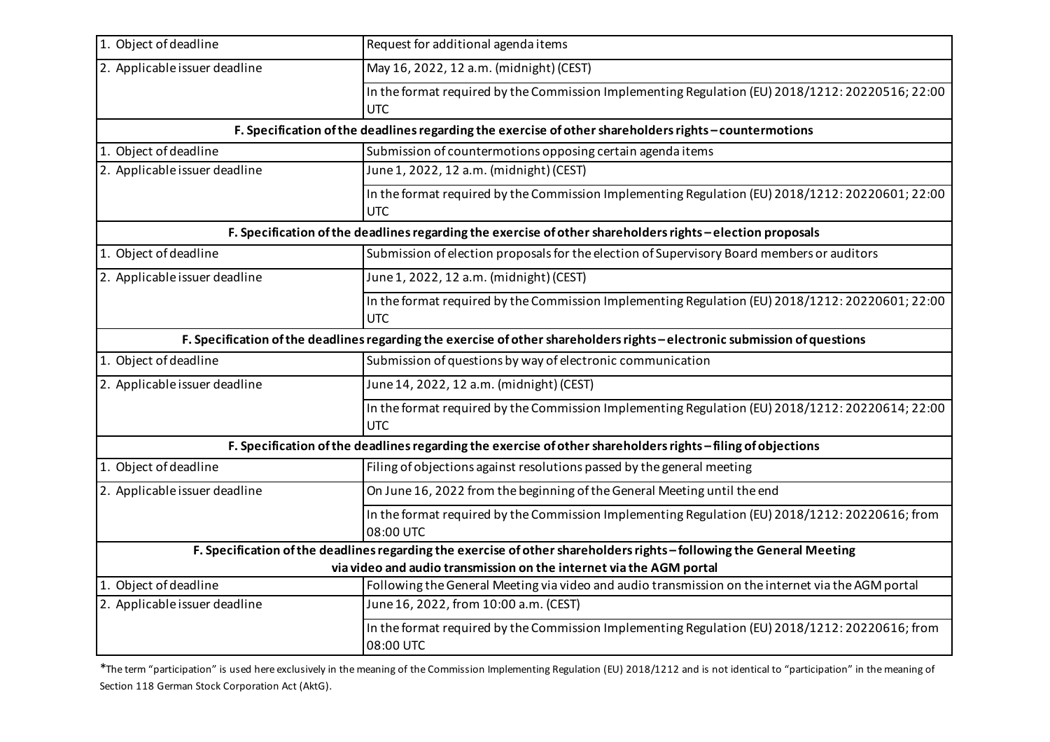| | |
|---|---|
| 1. Object of deadline | Request for additional agenda items |
| 2. Applicable issuer deadline | May 16, 2022, 12 a.m. (midnight) (CEST) |
| | In the format required by the Commission Implementing Regulation (EU) 2018/1212: 20220516; 22:00 UTC |
| **F. Specification of the deadlines regarding the exercise of other shareholders rights – countermotions** | |
| 1. Object of deadline | Submission of countermotions opposing certain agenda items |
| 2. Applicable issuer deadline | June 1, 2022, 12 a.m. (midnight) (CEST) |
| | In the format required by the Commission Implementing Regulation (EU) 2018/1212: 20220601; 22:00 UTC |
| **F. Specification of the deadlines regarding the exercise of other shareholders rights – election proposals** | |
| 1. Object of deadline | Submission of election proposals for the election of Supervisory Board members or auditors |
| 2. Applicable issuer deadline | June 1, 2022, 12 a.m. (midnight) (CEST) |
| | In the format required by the Commission Implementing Regulation (EU) 2018/1212: 20220601; 22:00 UTC |
| **F. Specification of the deadlines regarding the exercise of other shareholders rights – electronic submission of questions** | |
| 1. Object of deadline | Submission of questions by way of electronic communication |
| 2. Applicable issuer deadline | June 14, 2022, 12 a.m. (midnight) (CEST) |
| | In the format required by the Commission Implementing Regulation (EU) 2018/1212: 20220614; 22:00 UTC |
| **F. Specification of the deadlines regarding the exercise of other shareholders rights – filing of objections** | |
| 1. Object of deadline | Filing of objections against resolutions passed by the general meeting |
| 2. Applicable issuer deadline | On June 16, 2022 from the beginning of the General Meeting until the end |
| | In the format required by the Commission Implementing Regulation (EU) 2018/1212: 20220616; from 08:00 UTC |
| **F. Specification of the deadlines regarding the exercise of other shareholders rights – following the General Meeting via video and audio transmission on the internet via the AGM portal** | |
| 1. Object of deadline | Following the General Meeting via video and audio transmission on the internet via the AGM portal |
| 2. Applicable issuer deadline | June 16, 2022, from 10:00 a.m. (CEST) |
| | In the format required by the Commission Implementing Regulation (EU) 2018/1212: 20220616; from 08:00 UTC |

*The term "participation" is used here exclusively in the meaning of the Commission Implementing Regulation (EU) 2018/1212 and is not identical to "participation" in the meaning of Section 118 German Stock Corporation Act (AktG).